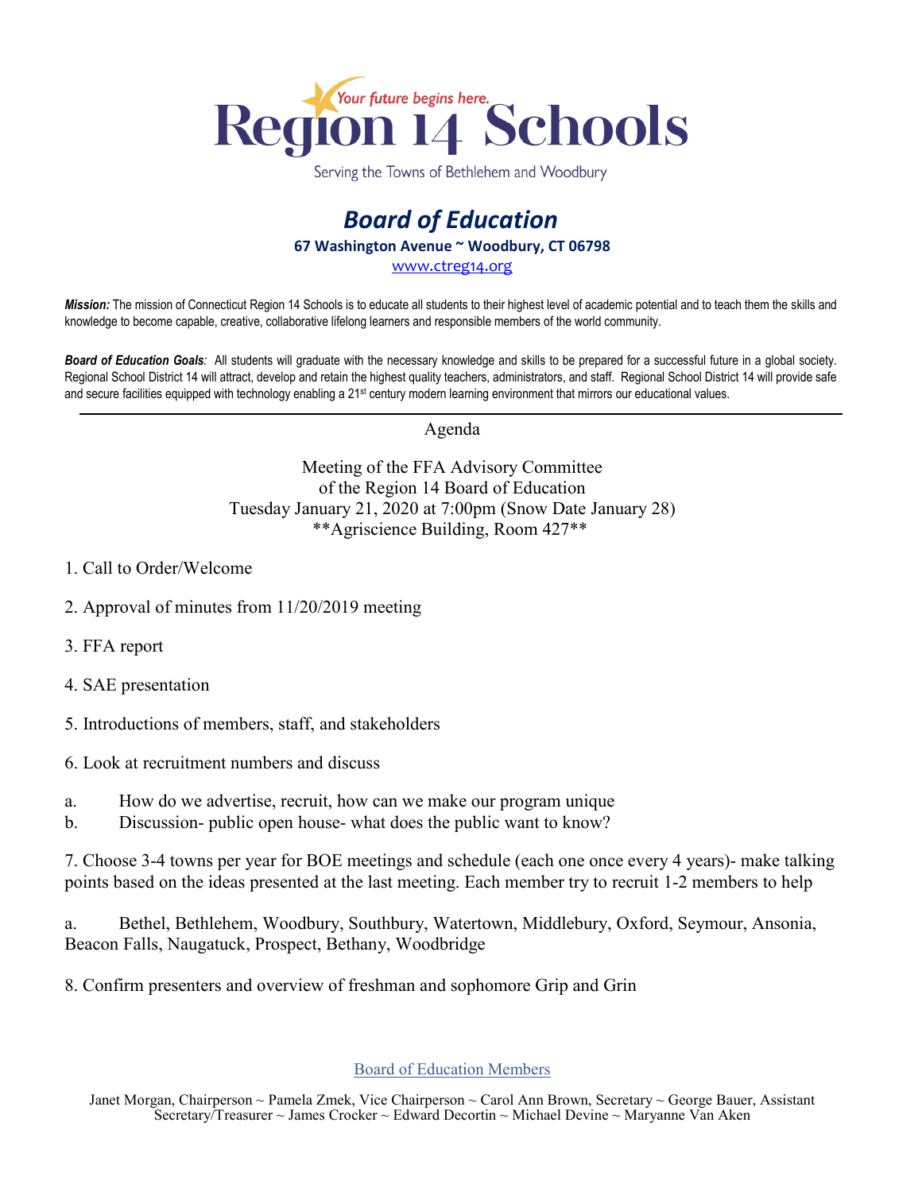# Region 14 Schools

*Your future begins here.*

Serving the Towns of Bethlehem and Woodbury

## *Board of Education*

**67 Washington Avenue ~ Woodbury, CT 06798**

www.ctreg14.org

***Mission:*** The mission of Connecticut Region 14 Schools is to educate all students to their highest level of academic potential and to teach them the skills and knowledge to become capable, creative, collaborative lifelong learners and responsible members of the world community.

***Board of Education Goals:*** All students will graduate with the necessary knowledge and skills to be prepared for a successful future in a global society. Regional School District 14 will attract, develop and retain the highest quality teachers, administrators, and staff. Regional School District 14 will provide safe and secure facilities equipped with technology enabling a 21st century modern learning environment that mirrors our educational values.

---

Agenda

Meeting of the FFA Advisory Committee
of the Region 14 Board of Education
Tuesday January 21, 2020 at 7:00pm (Snow Date January 28)
**Agriscience Building, Room 427**

1. Call to Order/Welcome

2. Approval of minutes from 11/20/2019 meeting

3. FFA report

4. SAE presentation

5. Introductions of members, staff, and stakeholders

6. Look at recruitment numbers and discuss

a. How do we advertise, recruit, how can we make our program unique
b. Discussion- public open house- what does the public want to know?

7. Choose 3-4 towns per year for BOE meetings and schedule (each one once every 4 years)- make talking points based on the ideas presented at the last meeting. Each member try to recruit 1-2 members to help

a. Bethel, Bethlehem, Woodbury, Southbury, Watertown, Middlebury, Oxford, Seymour, Ansonia, Beacon Falls, Naugatuck, Prospect, Bethany, Woodbridge

8. Confirm presenters and overview of freshman and sophomore Grip and Grin

Board of Education Members

Janet Morgan, Chairperson ~ Pamela Zmek, Vice Chairperson ~ Carol Ann Brown, Secretary ~ George Bauer, Assistant Secretary/Treasurer ~ James Crocker ~ Edward Decortin ~ Michael Devine ~ Maryanne Van Aken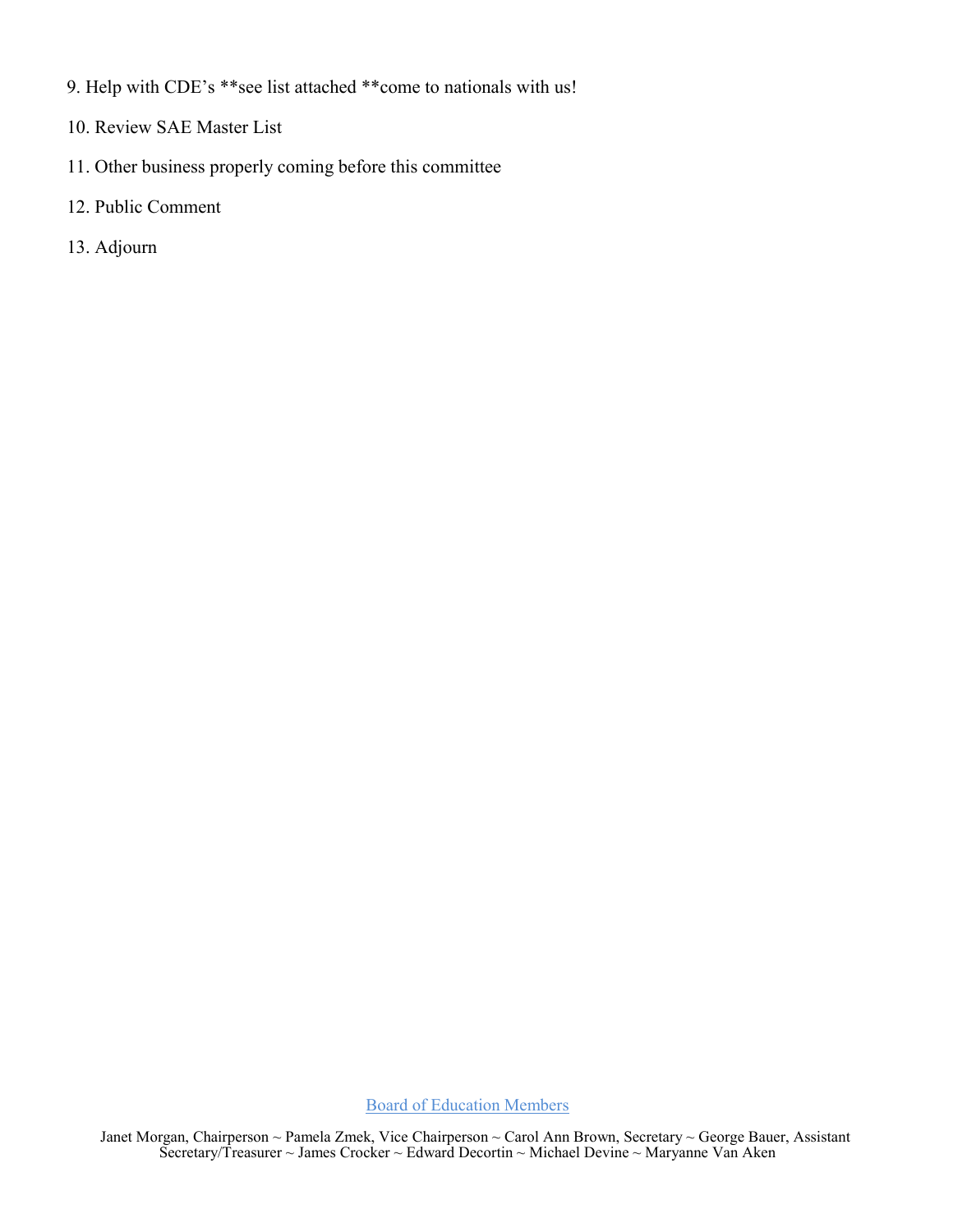9. Help with CDE's **see list attached **come to nationals with us!

10. Review SAE Master List

11. Other business properly coming before this committee

12. Public Comment

13. Adjourn

Board of Education Members

Janet Morgan, Chairperson ~ Pamela Zmek, Vice Chairperson ~ Carol Ann Brown, Secretary ~ George Bauer, Assistant Secretary/Treasurer ~ James Crocker ~ Edward Decortin ~ Michael Devine ~ Maryanne Van Aken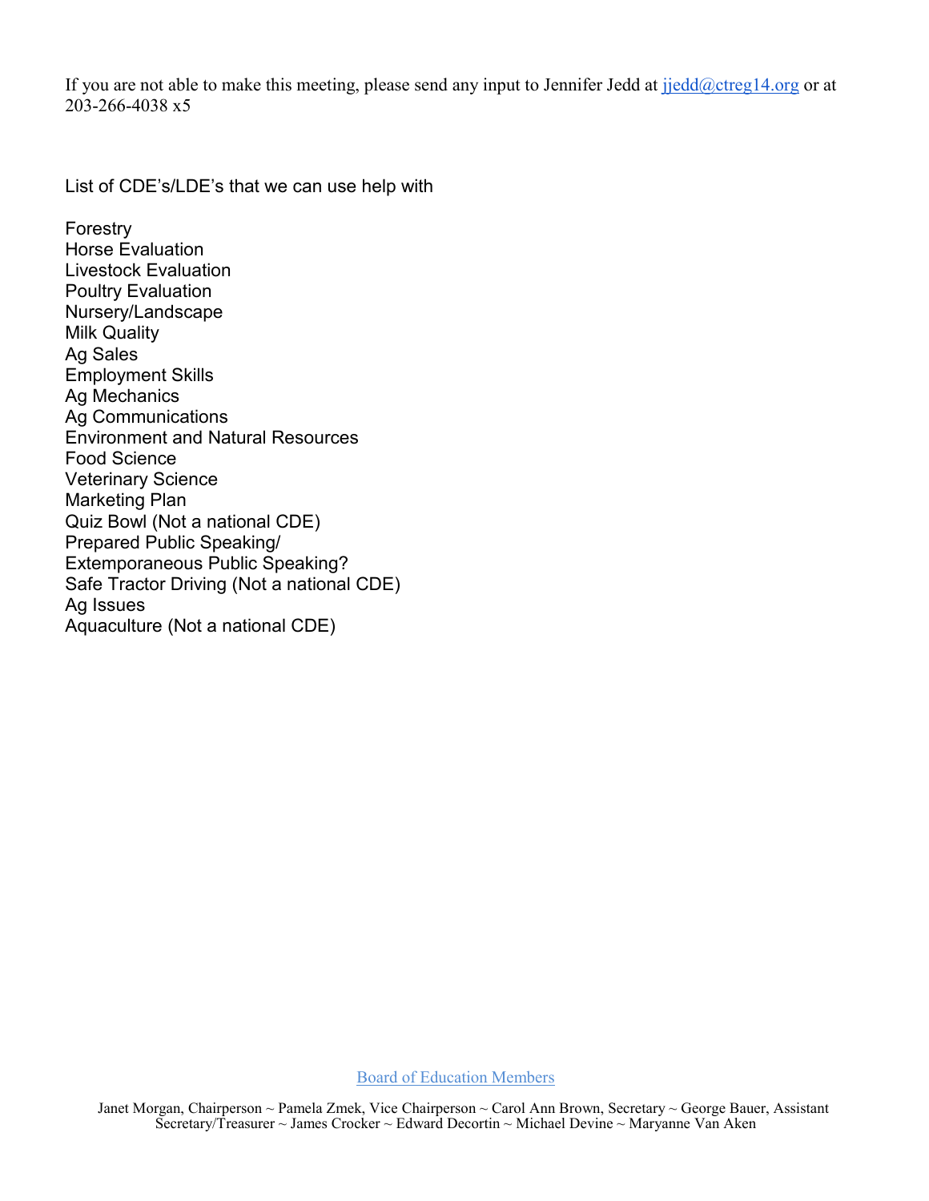If you are not able to make this meeting, please send any input to Jennifer Jedd at jjedd@ctreg14.org or at 203-266-4038 x5

List of CDE's/LDE's that we can use help with

Forestry
Horse Evaluation
Livestock Evaluation
Poultry Evaluation
Nursery/Landscape
Milk Quality
Ag Sales
Employment Skills
Ag Mechanics
Ag Communications
Environment and Natural Resources
Food Science
Veterinary Science
Marketing Plan
Quiz Bowl (Not a national CDE)
Prepared Public Speaking/
Extemporaneous Public Speaking?
Safe Tractor Driving (Not a national CDE)
Ag Issues
Aquaculture (Not a national CDE)

Board of Education Members

Janet Morgan, Chairperson ~ Pamela Zmek, Vice Chairperson ~ Carol Ann Brown, Secretary ~ George Bauer, Assistant Secretary/Treasurer ~ James Crocker ~ Edward Decortin ~ Michael Devine ~ Maryanne Van Aken